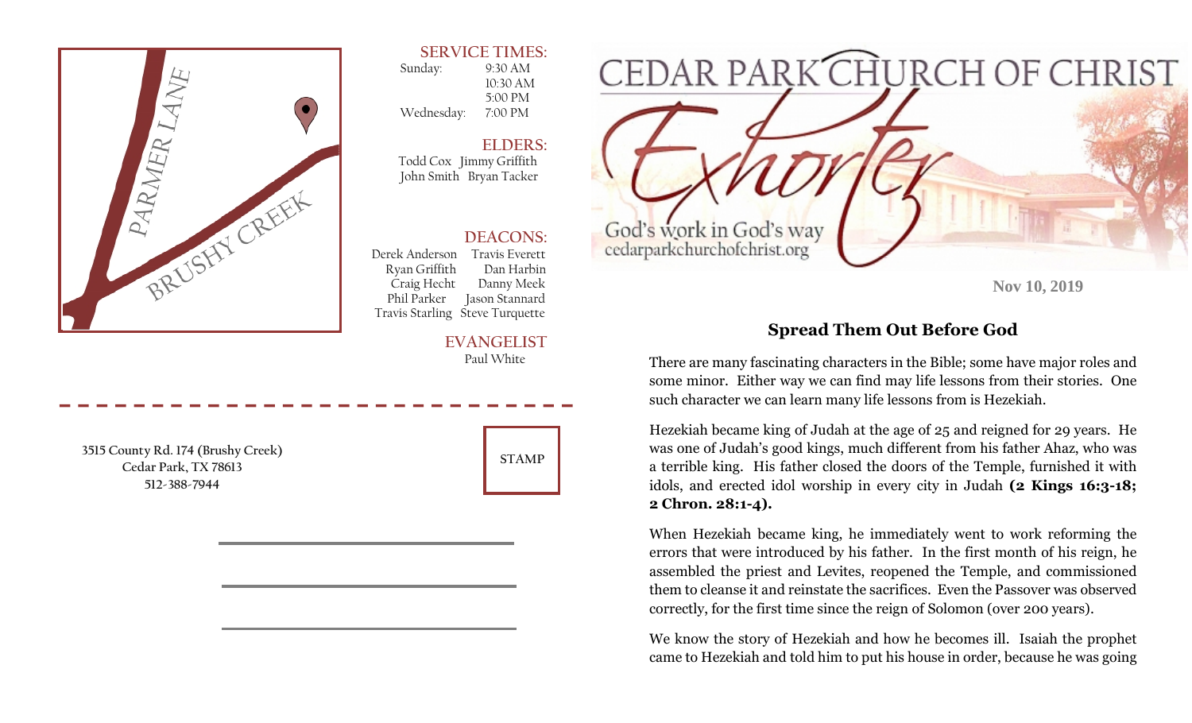PARMER LANE

BRUSHY CREEK

**SERVICE TIMES:**

Sunday: 9:30 AM
10:30 AM
5:00 PM

Wednesday: 7:00 PM

**ELDERS:**

Todd Cox Jimmy Griffith
John Smith Bryan Tacker

**DEACONS:**

Derek Anderson Travis Everett
Ryan Griffith Dan Harbin
Craig Hecht Danny Meek
Phil Parker Jason Stannard
Travis Starling Steve Turquette

**EVANGELIST**

Paul White

3515 County Rd. 174 (Brushy Creek)
Cedar Park, TX 78613
512-388-7944

STAMP

# CEDAR PARK CHURCH OF CHRIST

# Exhorter

God's work in God's way
cedarparkchurchofchrist.org

Nov 10, 2019

## Spread Them Out Before God

There are many fascinating characters in the Bible; some have major roles and some minor. Either way we can find may life lessons from their stories. One such character we can learn many life lessons from is Hezekiah.

Hezekiah became king of Judah at the age of 25 and reigned for 29 years. He was one of Judah's good kings, much different from his father Ahaz, who was a terrible king. His father closed the doors of the Temple, furnished it with idols, and erected idol worship in every city in Judah **(2 Kings 16:3-18; 2 Chron. 28:1-4).**

When Hezekiah became king, he immediately went to work reforming the errors that were introduced by his father. In the first month of his reign, he assembled the priest and Levites, reopened the Temple, and commissioned them to cleanse it and reinstate the sacrifices. Even the Passover was observed correctly, for the first time since the reign of Solomon (over 200 years).

We know the story of Hezekiah and how he becomes ill. Isaiah the prophet came to Hezekiah and told him to put his house in order, because he was going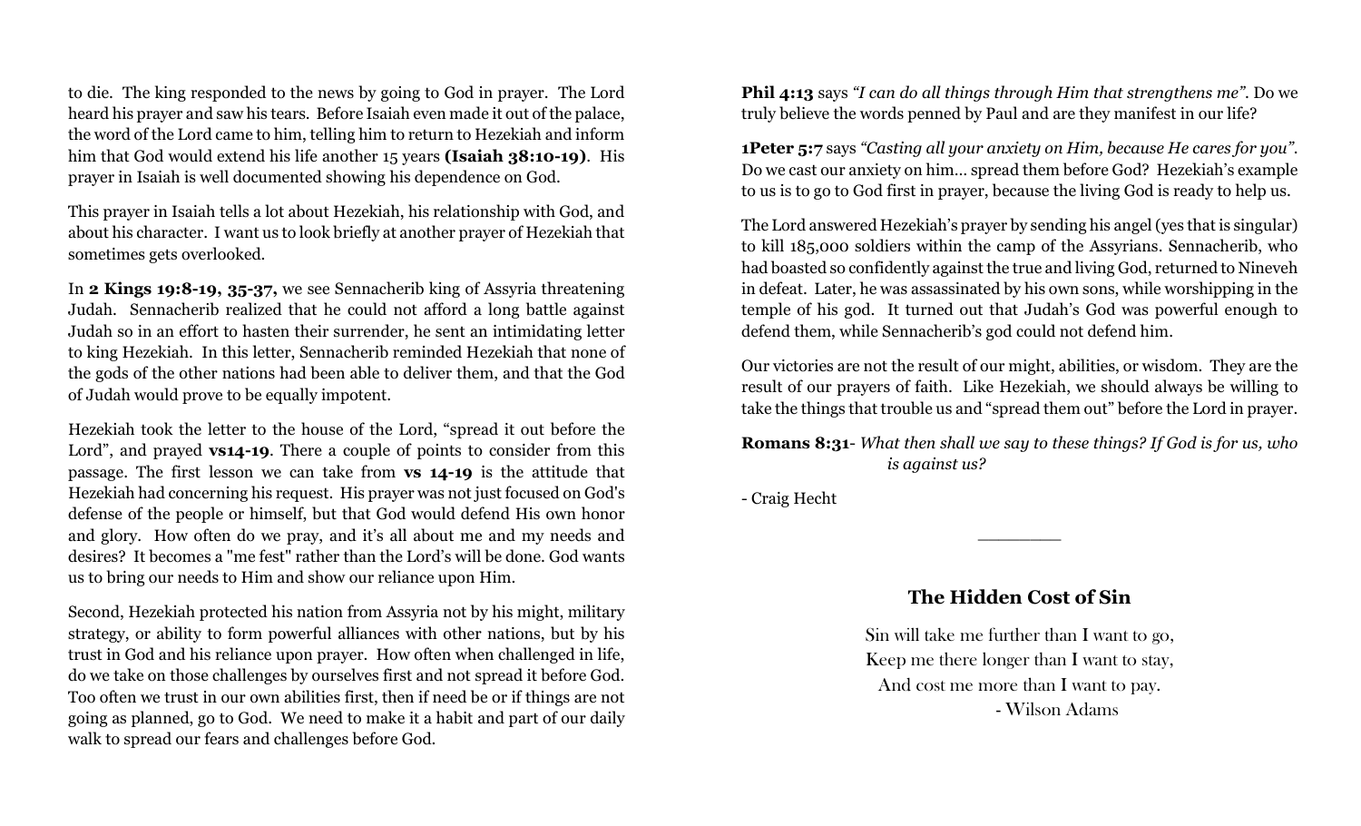to die. The king responded to the news by going to God in prayer. The Lord heard his prayer and saw his tears. Before Isaiah even made it out of the palace, the word of the Lord came to him, telling him to return to Hezekiah and inform him that God would extend his life another 15 years **(Isaiah 38:10-19)**. His prayer in Isaiah is well documented showing his dependence on God.

This prayer in Isaiah tells a lot about Hezekiah, his relationship with God, and about his character. I want us to look briefly at another prayer of Hezekiah that sometimes gets overlooked.

In **2 Kings 19:8-19, 35-37,** we see Sennacherib king of Assyria threatening Judah. Sennacherib realized that he could not afford a long battle against Judah so in an effort to hasten their surrender, he sent an intimidating letter to king Hezekiah. In this letter, Sennacherib reminded Hezekiah that none of the gods of the other nations had been able to deliver them, and that the God of Judah would prove to be equally impotent.

Hezekiah took the letter to the house of the Lord, "spread it out before the Lord", and prayed **vs14-19**. There a couple of points to consider from this passage. The first lesson we can take from **vs 14-19** is the attitude that Hezekiah had concerning his request. His prayer was not just focused on God's defense of the people or himself, but that God would defend His own honor and glory. How often do we pray, and it's all about me and my needs and desires? It becomes a "me fest" rather than the Lord's will be done. God wants us to bring our needs to Him and show our reliance upon Him.

Second, Hezekiah protected his nation from Assyria not by his might, military strategy, or ability to form powerful alliances with other nations, but by his trust in God and his reliance upon prayer. How often when challenged in life, do we take on those challenges by ourselves first and not spread it before God. Too often we trust in our own abilities first, then if need be or if things are not going as planned, go to God. We need to make it a habit and part of our daily walk to spread our fears and challenges before God.

**Phil 4:13** says *"I can do all things through Him that strengthens me"*. Do we truly believe the words penned by Paul and are they manifest in our life?

**1Peter 5:7** says *"Casting all your anxiety on Him, because He cares for you"*. Do we cast our anxiety on him... spread them before God? Hezekiah's example to us is to go to God first in prayer, because the living God is ready to help us.

The Lord answered Hezekiah's prayer by sending his angel (yes that is singular) to kill 185,000 soldiers within the camp of the Assyrians. Sennacherib, who had boasted so confidently against the true and living God, returned to Nineveh in defeat. Later, he was assassinated by his own sons, while worshipping in the temple of his god. It turned out that Judah's God was powerful enough to defend them, while Sennacherib's god could not defend him.

Our victories are not the result of our might, abilities, or wisdom. They are the result of our prayers of faith. Like Hezekiah, we should always be willing to take the things that trouble us and "spread them out" before the Lord in prayer.

**Romans 8:31**- *What then shall we say to these things? If God is for us, who is against us?*

- Craig Hecht

---

## The Hidden Cost of Sin

Sin will take me further than I want to go,
Keep me there longer than I want to stay,
And cost me more than I want to pay.
- Wilson Adams